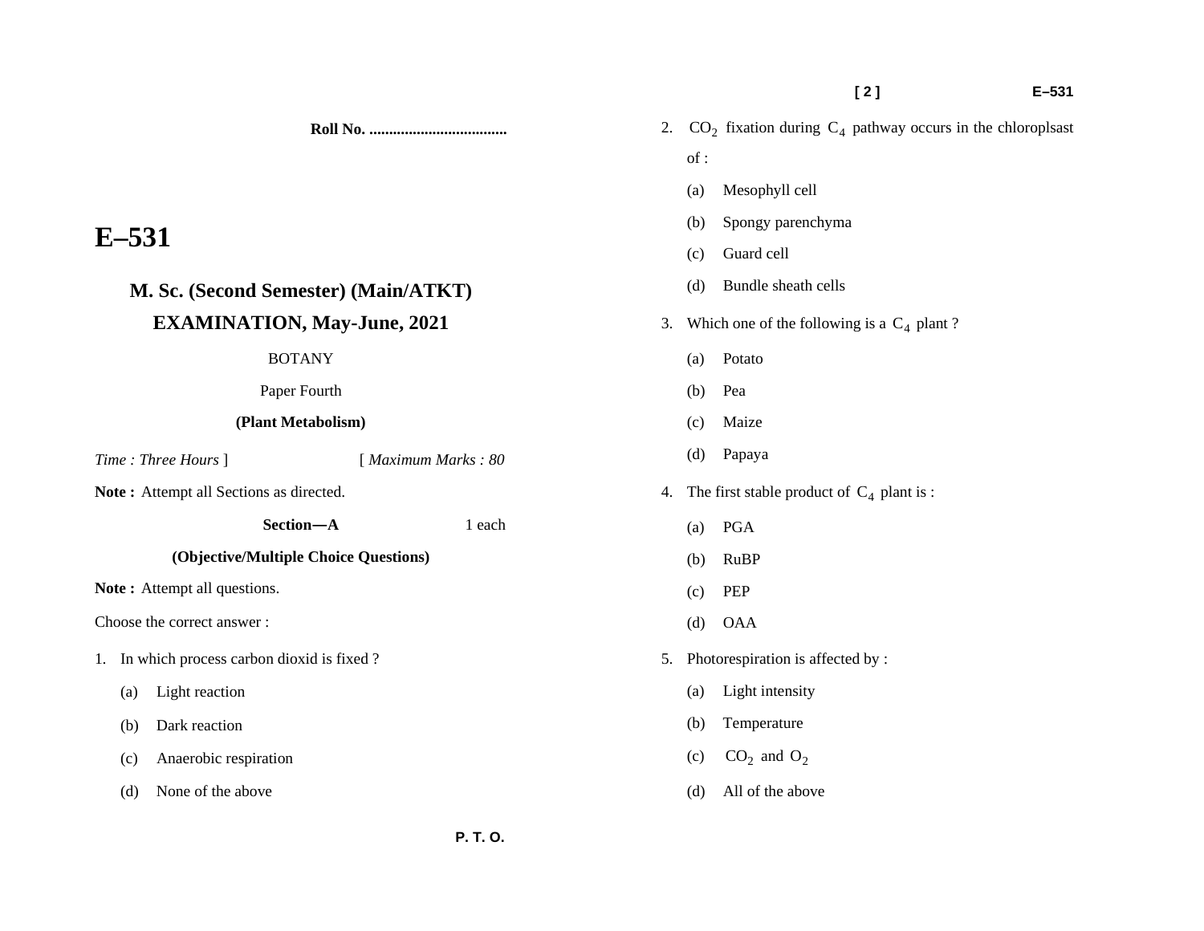Roll No. ...................................

# E–531

## M. Sc. (Second Semester) (Main/ATKT) EXAMINATION, May-June, 2021

BOTANY

Paper Fourth

**(Plant Metabolism)**

*Time : Three Hours* ] [ *Maximum Marks : 80*

**Note :** Attempt all Sections as directed.

**Section—A** 1 each

**(Objective/Multiple Choice Questions)**

**Note :** Attempt all questions.

Choose the correct answer :

1. In which process carbon dioxid is fixed ?
   - (a) Light reaction
   - (b) Dark reaction
   - (c) Anaerobic respiration
   - (d) None of the above

2. $CO_2$ fixation during $C_4$ pathway occurs in the chloroplsast of :
   - (a) Mesophyll cell
   - (b) Spongy parenchyma
   - (c) Guard cell
   - (d) Bundle sheath cells

3. Which one of the following is a $C_4$ plant ?
   - (a) Potato
   - (b) Pea
   - (c) Maize
   - (d) Papaya

4. The first stable product of $C_4$ plant is :
   - (a) PGA
   - (b) RuBP
   - (c) PEP
   - (d) OAA

5. Photorespiration is affected by :
   - (a) Light intensity
   - (b) Temperature
   - (c) $CO_2$ and $O_2$
   - (d) All of the above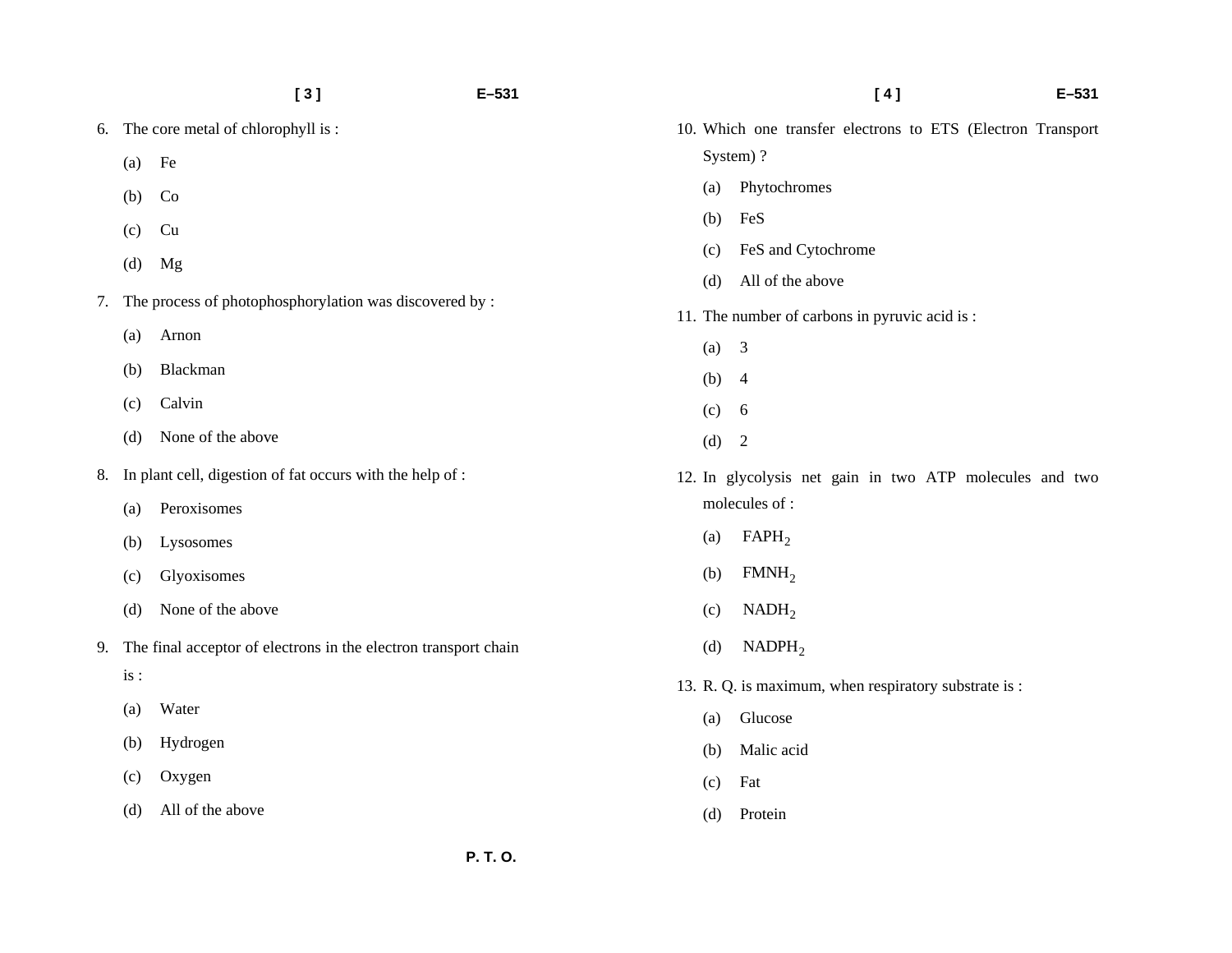6. The core metal of chlorophyll is :

   (a) Fe

   (b) Co

   (c) Cu

   (d) Mg

7. The process of photophosphorylation was discovered by :

   (a) Arnon

   (b) Blackman

   (c) Calvin

   (d) None of the above

8. In plant cell, digestion of fat occurs with the help of :

   (a) Peroxisomes

   (b) Lysosomes

   (c) Glyoxisomes

   (d) None of the above

9. The final acceptor of electrons in the electron transport chain is :

   (a) Water

   (b) Hydrogen

   (c) Oxygen

   (d) All of the above

10. Which one transfer electrons to ETS (Electron Transport System) ?

    (a) Phytochromes

    (b) FeS

    (c) FeS and Cytochrome

    (d) All of the above

11. The number of carbons in pyruvic acid is :

    (a) 3

    (b) 4

    (c) 6

    (d) 2

12. In glycolysis net gain in two ATP molecules and two molecules of :

    (a) $FAPH_2$

    (b) $FMNH_2$

    (c) $NADH_2$

    (d) $NADPH_2$

13. R. Q. is maximum, when respiratory substrate is :

    (a) Glucose

    (b) Malic acid

    (c) Fat

    (d) Protein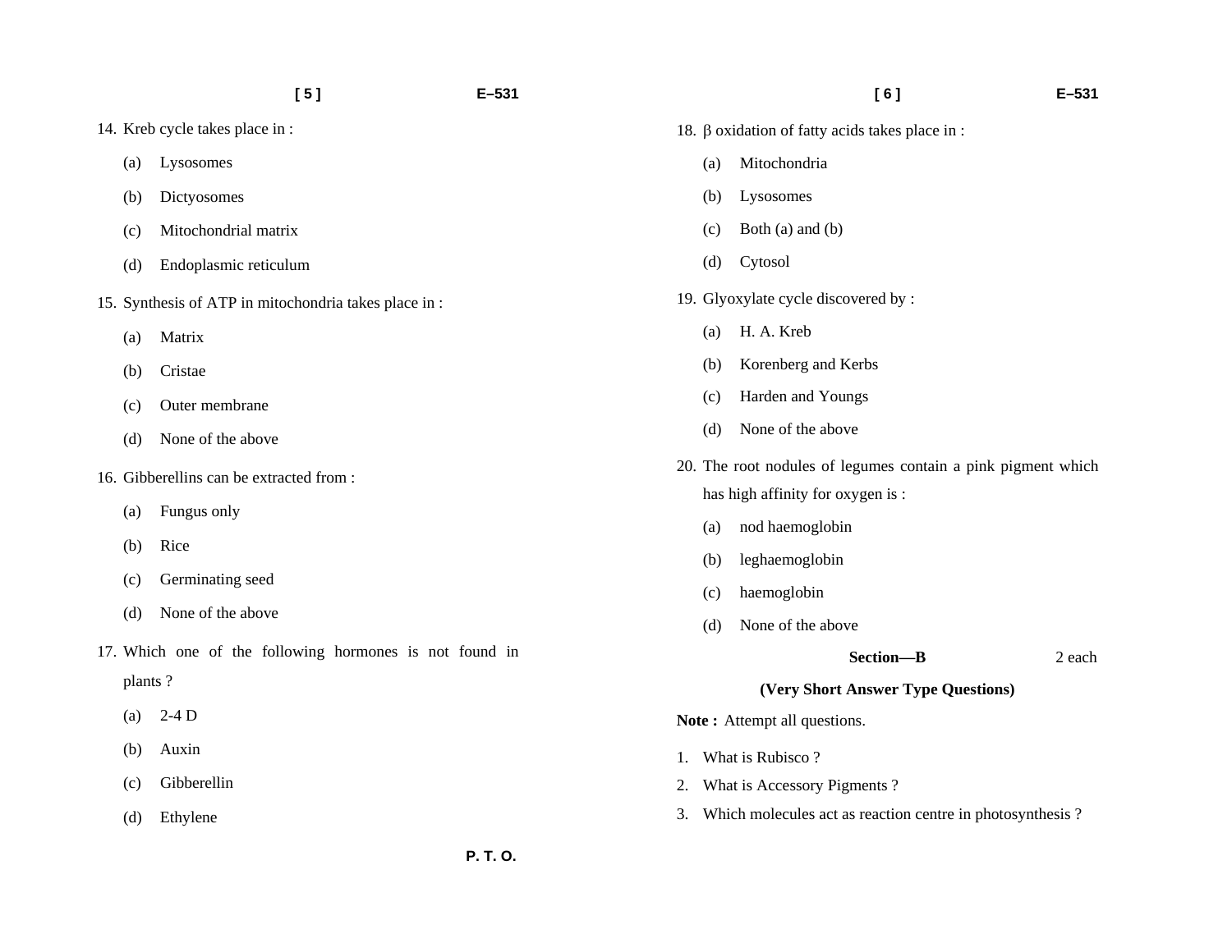14. Kreb cycle takes place in :

    (a) Lysosomes

    (b) Dictyosomes

    (c) Mitochondrial matrix

    (d) Endoplasmic reticulum

15. Synthesis of ATP in mitochondria takes place in :

    (a) Matrix

    (b) Cristae

    (c) Outer membrane

    (d) None of the above

16. Gibberellins can be extracted from :

    (a) Fungus only

    (b) Rice

    (c) Germinating seed

    (d) None of the above

17. Which one of the following hormones is not found in plants ?

    (a) 2-4 D

    (b) Auxin

    (c) Gibberellin

    (d) Ethylene

18. $\beta$ oxidation of fatty acids takes place in :

    (a) Mitochondria

    (b) Lysosomes

    (c) Both (a) and (b)

    (d) Cytosol

19. Glyoxylate cycle discovered by :

    (a) H. A. Kreb

    (b) Korenberg and Kerbs

    (c) Harden and Youngs

    (d) None of the above

20. The root nodules of legumes contain a pink pigment which has high affinity for oxygen is :

    (a) nod haemoglobin

    (b) leghaemoglobin

    (c) haemoglobin

    (d) None of the above

## Section—B 2 each

### (Very Short Answer Type Questions)

**Note :** Attempt all questions.

1. What is Rubisco ?
2. What is Accessory Pigments ?
3. Which molecules act as reaction centre in photosynthesis ?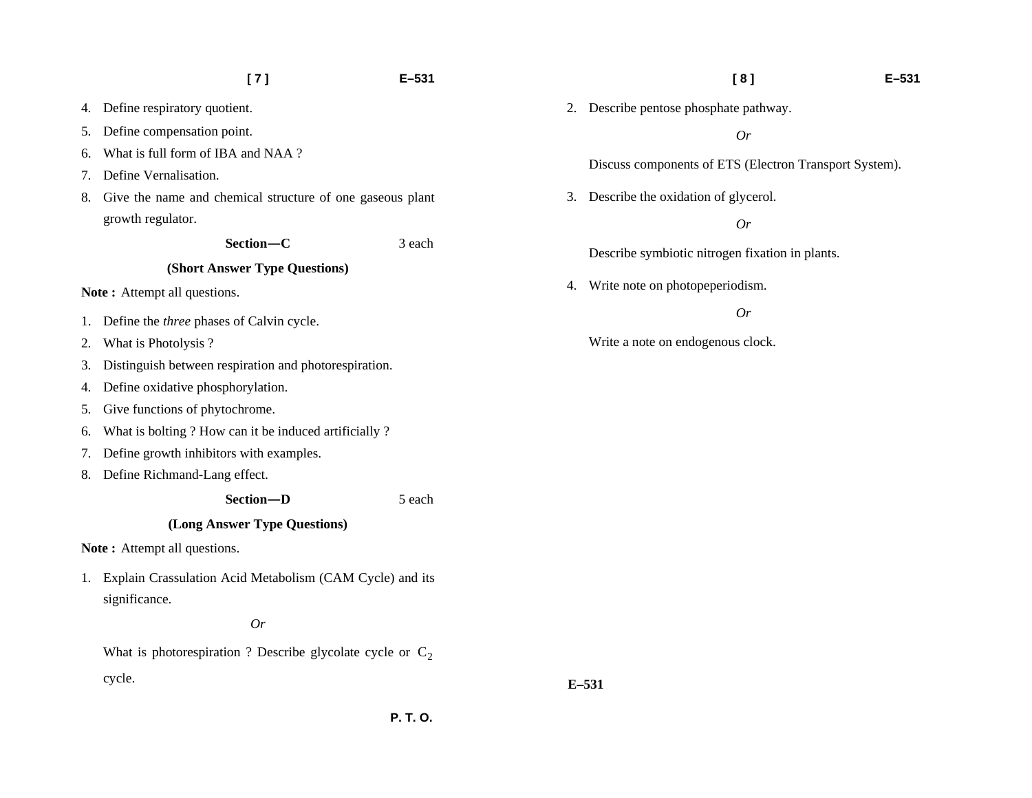4. Define respiratory quotient.
5. Define compensation point.
6. What is full form of IBA and NAA ?
7. Define Vernalisation.
8. Give the name and chemical structure of one gaseous plant growth regulator.

### Section—C 3 each

**(Short Answer Type Questions)**

**Note :** Attempt all questions.

1. Define the *three* phases of Calvin cycle.
2. What is Photolysis ?
3. Distinguish between respiration and photorespiration.
4. Define oxidative phosphorylation.
5. Give functions of phytochrome.
6. What is bolting ? How can it be induced artificially ?
7. Define growth inhibitors with examples.
8. Define Richmand-Lang effect.

### Section—D 5 each

**(Long Answer Type Questions)**

**Note :** Attempt all questions.

1. Explain Crassulation Acid Metabolism (CAM Cycle) and its significance.

   *Or*

   What is photorespiration ? Describe glycolate cycle or $C_2$ cycle.

2. Describe pentose phosphate pathway.

   *Or*

   Discuss components of ETS (Electron Transport System).

3. Describe the oxidation of glycerol.

   *Or*

   Describe symbiotic nitrogen fixation in plants.

4. Write note on photopeperiodism.

   *Or*

   Write a note on endogenous clock.